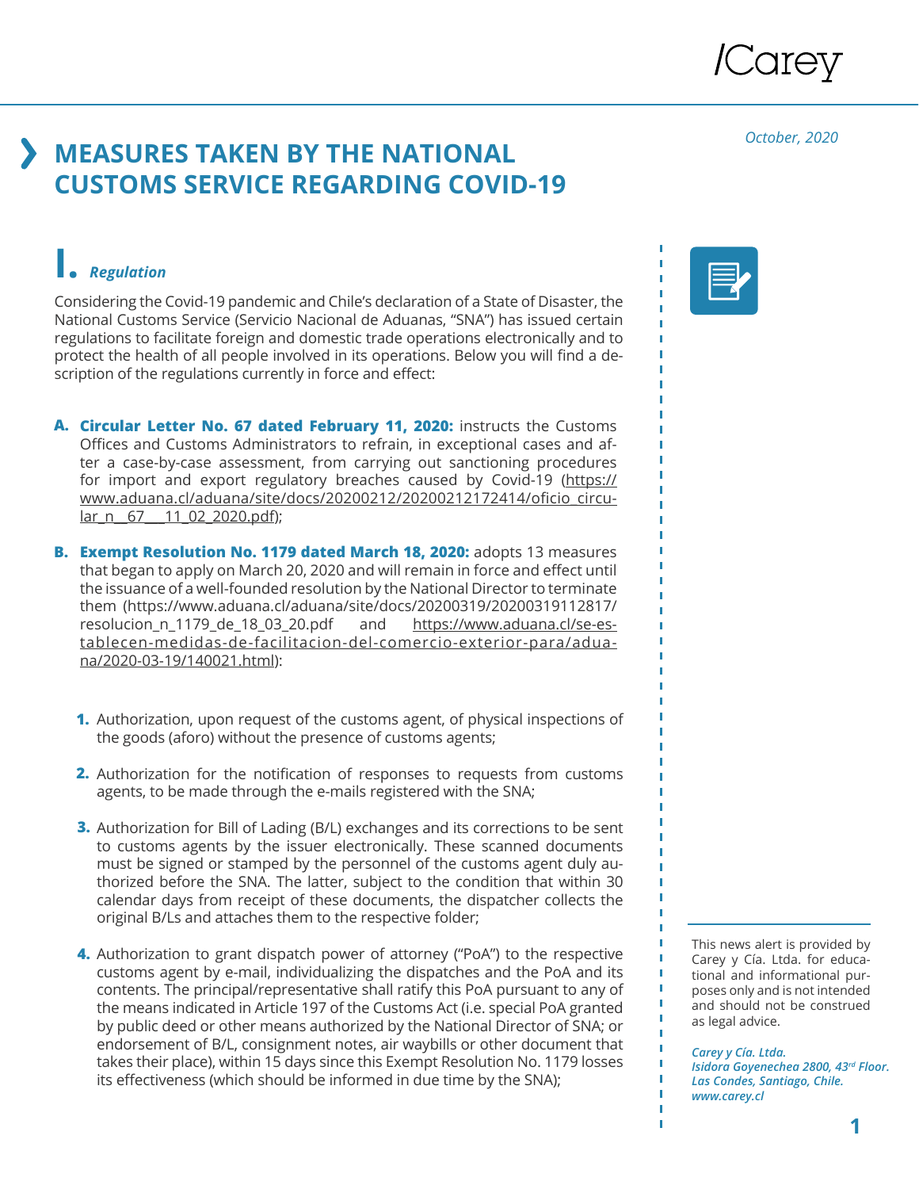October, 2020

# MEASURES TAKEN BY THE NATIONAL CUSTOMS SERVICE REGARDING COVID-19

## I. *Regulation*

Considering the Covid-19 pandemic and Chile's declaration of a State of Disaster, the National Customs Service (Servicio Nacional de Aduanas, "SNA") has issued certain regulations to facilitate foreign and domestic trade operations electronically and to protect the health of all people involved in its operations. Below you will find a description of the regulations currently in force and effect:

**A. Circular Letter No. 67 dated February 11, 2020:** instructs the Customs Offices and Customs Administrators to refrain, in exceptional cases and after a case-by-case assessment, from carrying out sanctioning procedures for import and export regulatory breaches caused by Covid-19 (https://www.aduana.cl/aduana/site/docs/20200212/20200212172414/oficio_circular_n__67___11_02_2020.pdf);

**B. Exempt Resolution No. 1179 dated March 18, 2020:** adopts 13 measures that began to apply on March 20, 2020 and will remain in force and effect until the issuance of a well-founded resolution by the National Director to terminate them (https://www.aduana.cl/aduana/site/docs/20200319/20200319112817/resolucion_n_1179_de_18_03_20.pdf and https://www.aduana.cl/se-establecen-medidas-de-facilitacion-del-comercio-exterior-para/aduana/2020-03-19/140021.html):

1. Authorization, upon request of the customs agent, of physical inspections of the goods (aforo) without the presence of customs agents;

2. Authorization for the notification of responses to requests from customs agents, to be made through the e-mails registered with the SNA;

3. Authorization for Bill of Lading (B/L) exchanges and its corrections to be sent to customs agents by the issuer electronically. These scanned documents must be signed or stamped by the personnel of the customs agent duly authorized before the SNA. The latter, subject to the condition that within 30 calendar days from receipt of these documents, the dispatcher collects the original B/Ls and attaches them to the respective folder;

4. Authorization to grant dispatch power of attorney ("PoA") to the respective customs agent by e-mail, individualizing the dispatches and the PoA and its contents. The principal/representative shall ratify this PoA pursuant to any of the means indicated in Article 197 of the Customs Act (i.e. special PoA granted by public deed or other means authorized by the National Director of SNA; or endorsement of B/L, consignment notes, air waybills or other document that takes their place), within 15 days since this Exempt Resolution No. 1179 losses its effectiveness (which should be informed in due time by the SNA);

This news alert is provided by Carey y Cía. Ltda. for educational and informational purposes only and is not intended and should not be construed as legal advice.

*Carey y Cía. Ltda.*
*Isidora Goyenechea 2800, 43rd Floor.*
*Las Condes, Santiago, Chile.*
*www.carey.cl*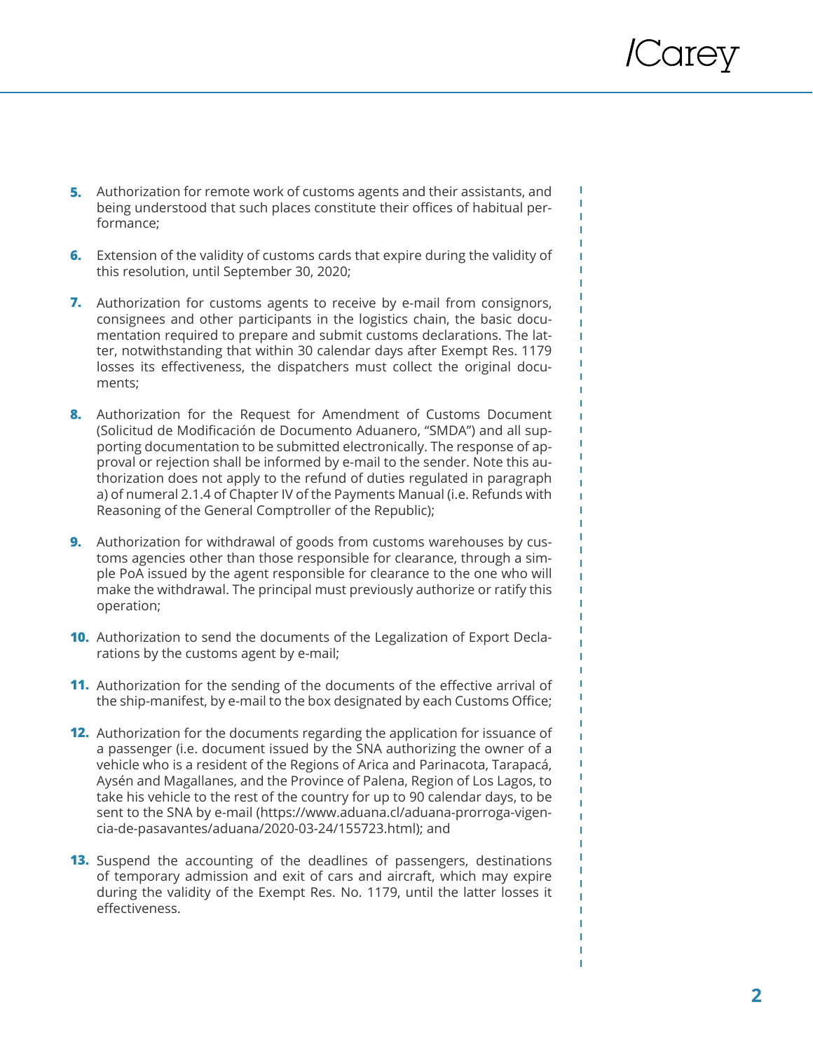5. Authorization for remote work of customs agents and their assistants, and being understood that such places constitute their offices of habitual performance;

6. Extension of the validity of customs cards that expire during the validity of this resolution, until September 30, 2020;

7. Authorization for customs agents to receive by e-mail from consignors, consignees and other participants in the logistics chain, the basic documentation required to prepare and submit customs declarations. The latter, notwithstanding that within 30 calendar days after Exempt Res. 1179 losses its effectiveness, the dispatchers must collect the original documents;

8. Authorization for the Request for Amendment of Customs Document (Solicitud de Modificación de Documento Aduanero, "SMDA") and all supporting documentation to be submitted electronically. The response of approval or rejection shall be informed by e-mail to the sender. Note this authorization does not apply to the refund of duties regulated in paragraph a) of numeral 2.1.4 of Chapter IV of the Payments Manual (i.e. Refunds with Reasoning of the General Comptroller of the Republic);

9. Authorization for withdrawal of goods from customs warehouses by customs agencies other than those responsible for clearance, through a simple PoA issued by the agent responsible for clearance to the one who will make the withdrawal. The principal must previously authorize or ratify this operation;

10. Authorization to send the documents of the Legalization of Export Declarations by the customs agent by e-mail;

11. Authorization for the sending of the documents of the effective arrival of the ship-manifest, by e-mail to the box designated by each Customs Office;

12. Authorization for the documents regarding the application for issuance of a passenger (i.e. document issued by the SNA authorizing the owner of a vehicle who is a resident of the Regions of Arica and Parinacota, Tarapacá, Aysén and Magallanes, and the Province of Palena, Region of Los Lagos, to take his vehicle to the rest of the country for up to 90 calendar days, to be sent to the SNA by e-mail (https://www.aduana.cl/aduana-prorroga-vigencia-de-pasavantes/aduana/2020-03-24/155723.html); and

13. Suspend the accounting of the deadlines of passengers, destinations of temporary admission and exit of cars and aircraft, which may expire during the validity of the Exempt Res. No. 1179, until the latter losses it effectiveness.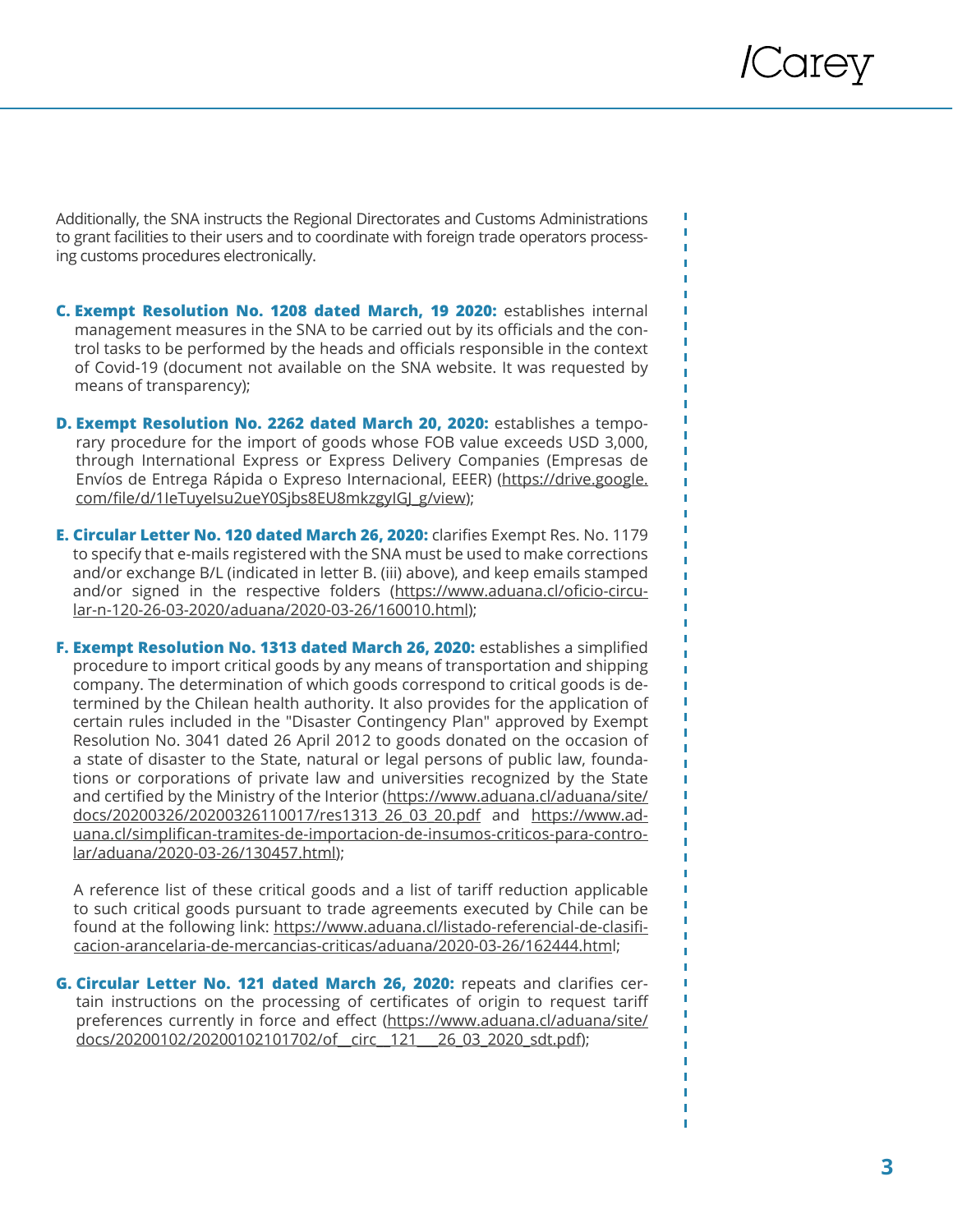Additionally, the SNA instructs the Regional Directorates and Customs Administrations to grant facilities to their users and to coordinate with foreign trade operators processing customs procedures electronically.

C. **Exempt Resolution No. 1208 dated March, 19 2020:** establishes internal management measures in the SNA to be carried out by its officials and the control tasks to be performed by the heads and officials responsible in the context of Covid-19 (document not available on the SNA website. It was requested by means of transparency);

D. **Exempt Resolution No. 2262 dated March 20, 2020:** establishes a temporary procedure for the import of goods whose FOB value exceeds USD 3,000, through International Express or Express Delivery Companies (Empresas de Envíos de Entrega Rápida o Expreso Internacional, EEER) (https://drive.google.com/file/d/1IeTuyeIsu2ueY0Sjbs8EU8mkzgyIGJ_g/view);

E. **Circular Letter No. 120 dated March 26, 2020:** clarifies Exempt Res. No. 1179 to specify that e-mails registered with the SNA must be used to make corrections and/or exchange B/L (indicated in letter B. (iii) above), and keep emails stamped and/or signed in the respective folders (https://www.aduana.cl/oficio-circular-n-120-26-03-2020/aduana/2020-03-26/160010.html);

F. **Exempt Resolution No. 1313 dated March 26, 2020:** establishes a simplified procedure to import critical goods by any means of transportation and shipping company. The determination of which goods correspond to critical goods is determined by the Chilean health authority. It also provides for the application of certain rules included in the "Disaster Contingency Plan" approved by Exempt Resolution No. 3041 dated 26 April 2012 to goods donated on the occasion of a state of disaster to the State, natural or legal persons of public law, foundations or corporations of private law and universities recognized by the State and certified by the Ministry of the Interior (https://www.aduana.cl/aduana/site/docs/20200326/20200326110017/res1313_26_03_20.pdf and https://www.aduana.cl/simplifican-tramites-de-importacion-de-insumos-criticos-para-controlar/aduana/2020-03-26/130457.html);

   A reference list of these critical goods and a list of tariff reduction applicable to such critical goods pursuant to trade agreements executed by Chile can be found at the following link: https://www.aduana.cl/listado-referencial-de-clasificacion-arancelaria-de-mercancias-criticas/aduana/2020-03-26/162444.html;

G. **Circular Letter No. 121 dated March 26, 2020:** repeats and clarifies certain instructions on the processing of certificates of origin to request tariff preferences currently in force and effect (https://www.aduana.cl/aduana/site/docs/20200102/20200102101702/of__circ__121___26_03_2020_sdt.pdf);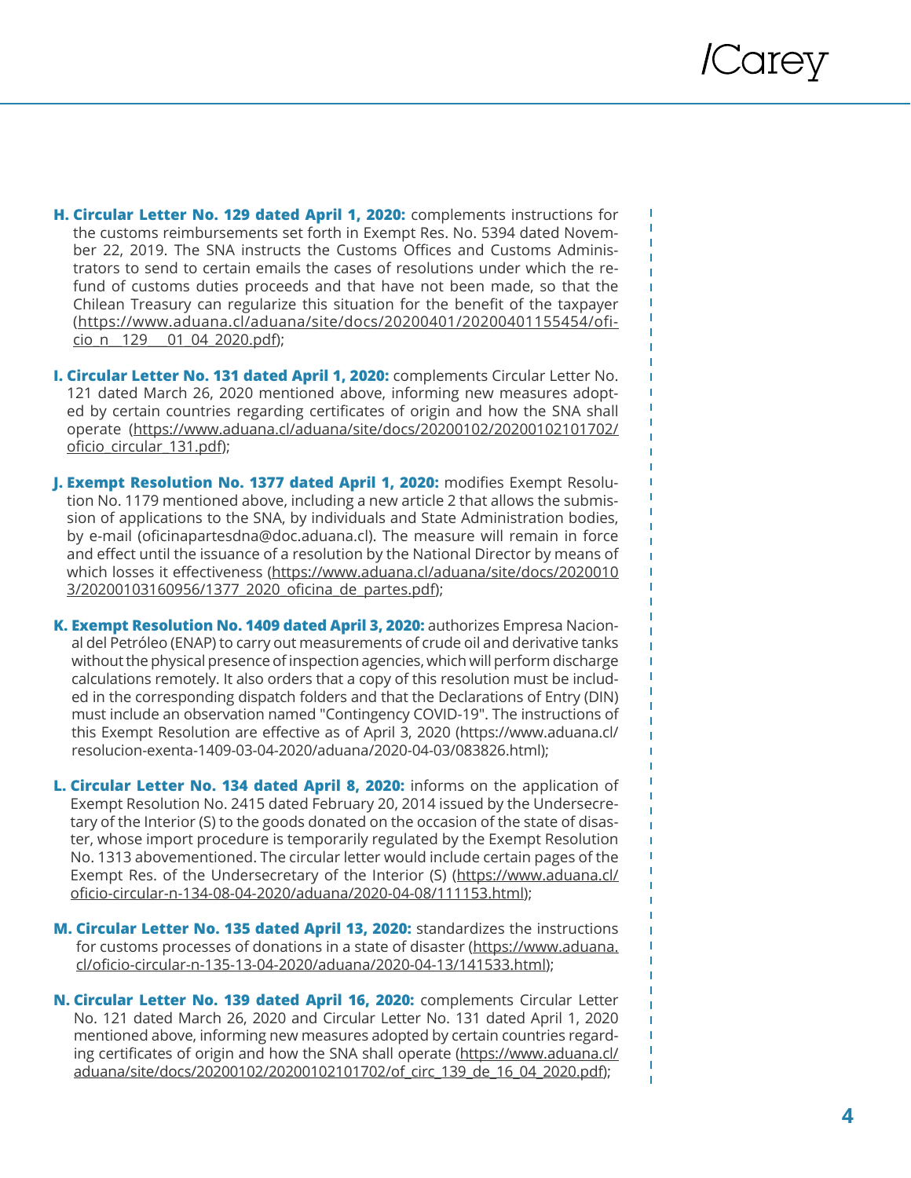H. **Circular Letter No. 129 dated April 1, 2020:** complements instructions for the customs reimbursements set forth in Exempt Res. No. 5394 dated November 22, 2019. The SNA instructs the Customs Offices and Customs Administrators to send to certain emails the cases of resolutions under which the refund of customs duties proceeds and that have not been made, so that the Chilean Treasury can regularize this situation for the benefit of the taxpayer (https://www.aduana.cl/aduana/site/docs/20200401/20200401155454/oficio_n__129___01_04_2020.pdf);

I. **Circular Letter No. 131 dated April 1, 2020:** complements Circular Letter No. 121 dated March 26, 2020 mentioned above, informing new measures adopted by certain countries regarding certificates of origin and how the SNA shall operate (https://www.aduana.cl/aduana/site/docs/20200102/20200102101702/oficio_circular_131.pdf);

J. **Exempt Resolution No. 1377 dated April 1, 2020:** modifies Exempt Resolution No. 1179 mentioned above, including a new article 2 that allows the submission of applications to the SNA, by individuals and State Administration bodies, by e-mail (oficinapartesdna@doc.aduana.cl). The measure will remain in force and effect until the issuance of a resolution by the National Director by means of which losses it effectiveness (https://www.aduana.cl/aduana/site/docs/20200103/20200103160956/1377_2020_oficina_de_partes.pdf);

K. **Exempt Resolution No. 1409 dated April 3, 2020:** authorizes Empresa Nacional del Petróleo (ENAP) to carry out measurements of crude oil and derivative tanks without the physical presence of inspection agencies, which will perform discharge calculations remotely. It also orders that a copy of this resolution must be included in the corresponding dispatch folders and that the Declarations of Entry (DIN) must include an observation named "Contingency COVID-19". The instructions of this Exempt Resolution are effective as of April 3, 2020 (https://www.aduana.cl/resolucion-exenta-1409-03-04-2020/aduana/2020-04-03/083826.html);

L. **Circular Letter No. 134 dated April 8, 2020:** informs on the application of Exempt Resolution No. 2415 dated February 20, 2014 issued by the Undersecretary of the Interior (S) to the goods donated on the occasion of the state of disaster, whose import procedure is temporarily regulated by the Exempt Resolution No. 1313 abovementioned. The circular letter would include certain pages of the Exempt Res. of the Undersecretary of the Interior (S) (https://www.aduana.cl/oficio-circular-n-134-08-04-2020/aduana/2020-04-08/111153.html);

M. **Circular Letter No. 135 dated April 13, 2020:** standardizes the instructions for customs processes of donations in a state of disaster (https://www.aduana.cl/oficio-circular-n-135-13-04-2020/aduana/2020-04-13/141533.html);

N. **Circular Letter No. 139 dated April 16, 2020:** complements Circular Letter No. 121 dated March 26, 2020 and Circular Letter No. 131 dated April 1, 2020 mentioned above, informing new measures adopted by certain countries regarding certificates of origin and how the SNA shall operate (https://www.aduana.cl/aduana/site/docs/20200102/20200102101702/of_circ_139_de_16_04_2020.pdf);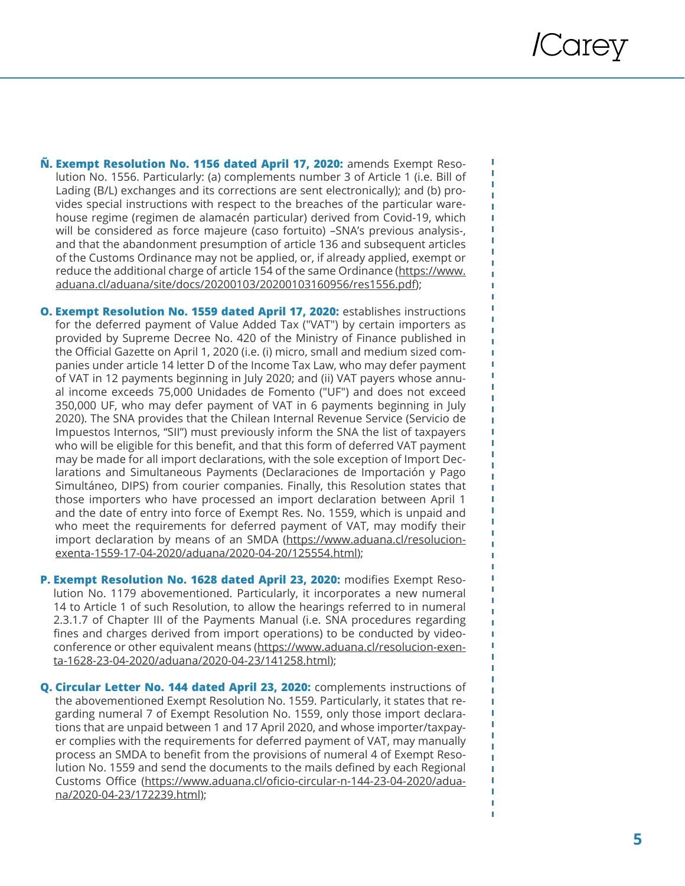**Ñ. Exempt Resolution No. 1156 dated April 17, 2020:** amends Exempt Resolution No. 1556. Particularly: (a) complements number 3 of Article 1 (i.e. Bill of Lading (B/L) exchanges and its corrections are sent electronically); and (b) provides special instructions with respect to the breaches of the particular warehouse regime (regimen de alamacén particular) derived from Covid-19, which will be considered as force majeure (caso fortuito) –SNA's previous analysis-, and that the abandonment presumption of article 136 and subsequent articles of the Customs Ordinance may not be applied, or, if already applied, exempt or reduce the additional charge of article 154 of the same Ordinance (https://www.aduana.cl/aduana/site/docs/20200103/20200103160956/res1556.pdf);

**O. Exempt Resolution No. 1559 dated April 17, 2020:** establishes instructions for the deferred payment of Value Added Tax ("VAT") by certain importers as provided by Supreme Decree No. 420 of the Ministry of Finance published in the Official Gazette on April 1, 2020 (i.e. (i) micro, small and medium sized companies under article 14 letter D of the Income Tax Law, who may defer payment of VAT in 12 payments beginning in July 2020; and (ii) VAT payers whose annual income exceeds 75,000 Unidades de Fomento ("UF") and does not exceed 350,000 UF, who may defer payment of VAT in 6 payments beginning in July 2020). The SNA provides that the Chilean Internal Revenue Service (Servicio de Impuestos Internos, "SII") must previously inform the SNA the list of taxpayers who will be eligible for this benefit, and that this form of deferred VAT payment may be made for all import declarations, with the sole exception of Import Declarations and Simultaneous Payments (Declaraciones de Importación y Pago Simultáneo, DIPS) from courier companies. Finally, this Resolution states that those importers who have processed an import declaration between April 1 and the date of entry into force of Exempt Res. No. 1559, which is unpaid and who meet the requirements for deferred payment of VAT, may modify their import declaration by means of an SMDA (https://www.aduana.cl/resolucion-exenta-1559-17-04-2020/aduana/2020-04-20/125554.html);

**P. Exempt Resolution No. 1628 dated April 23, 2020:** modifies Exempt Resolution No. 1179 abovementioned. Particularly, it incorporates a new numeral 14 to Article 1 of such Resolution, to allow the hearings referred to in numeral 2.3.1.7 of Chapter III of the Payments Manual (i.e. SNA procedures regarding fines and charges derived from import operations) to be conducted by videoconference or other equivalent means (https://www.aduana.cl/resolucion-exenta-1628-23-04-2020/aduana/2020-04-23/141258.html);

**Q. Circular Letter No. 144 dated April 23, 2020:** complements instructions of the abovementioned Exempt Resolution No. 1559. Particularly, it states that regarding numeral 7 of Exempt Resolution No. 1559, only those import declarations that are unpaid between 1 and 17 April 2020, and whose importer/taxpayer complies with the requirements for deferred payment of VAT, may manually process an SMDA to benefit from the provisions of numeral 4 of Exempt Resolution No. 1559 and send the documents to the mails defined by each Regional Customs Office (https://www.aduana.cl/oficio-circular-n-144-23-04-2020/aduana/2020-04-23/172239.html);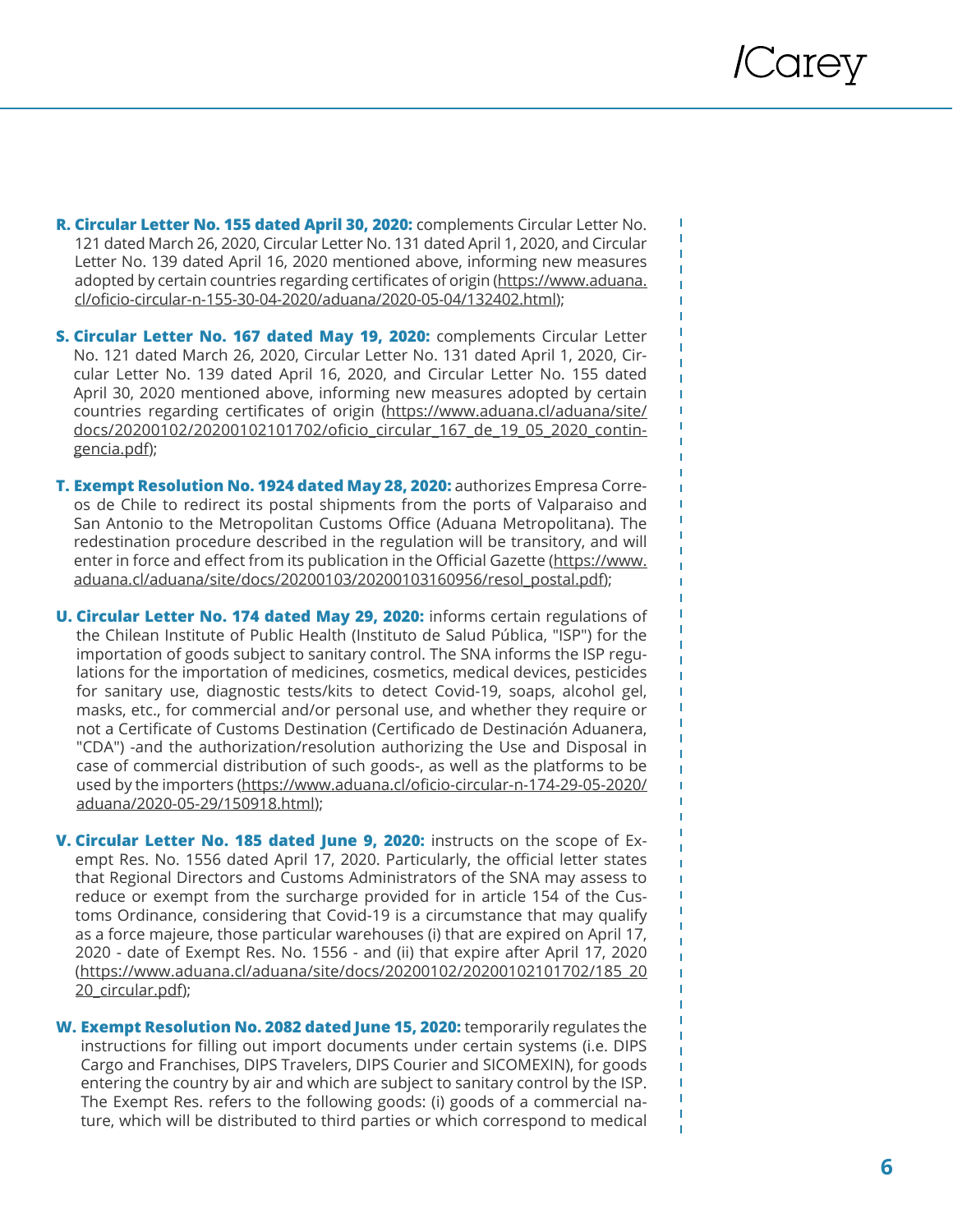R. **Circular Letter No. 155 dated April 30, 2020:** complements Circular Letter No. 121 dated March 26, 2020, Circular Letter No. 131 dated April 1, 2020, and Circular Letter No. 139 dated April 16, 2020 mentioned above, informing new measures adopted by certain countries regarding certificates of origin (https://www.aduana.cl/oficio-circular-n-155-30-04-2020/aduana/2020-05-04/132402.html);

S. **Circular Letter No. 167 dated May 19, 2020:** complements Circular Letter No. 121 dated March 26, 2020, Circular Letter No. 131 dated April 1, 2020, Circular Letter No. 139 dated April 16, 2020, and Circular Letter No. 155 dated April 30, 2020 mentioned above, informing new measures adopted by certain countries regarding certificates of origin (https://www.aduana.cl/aduana/site/docs/20200102/20200102101702/oficio_circular_167_de_19_05_2020_contingencia.pdf);

T. **Exempt Resolution No. 1924 dated May 28, 2020:** authorizes Empresa Correos de Chile to redirect its postal shipments from the ports of Valparaiso and San Antonio to the Metropolitan Customs Office (Aduana Metropolitana). The redestination procedure described in the regulation will be transitory, and will enter in force and effect from its publication in the Official Gazette (https://www.aduana.cl/aduana/site/docs/20200103/20200103160956/resol_postal.pdf);

U. **Circular Letter No. 174 dated May 29, 2020:** informs certain regulations of the Chilean Institute of Public Health (Instituto de Salud Pública, "ISP") for the importation of goods subject to sanitary control. The SNA informs the ISP regulations for the importation of medicines, cosmetics, medical devices, pesticides for sanitary use, diagnostic tests/kits to detect Covid-19, soaps, alcohol gel, masks, etc., for commercial and/or personal use, and whether they require or not a Certificate of Customs Destination (Certificado de Destinación Aduanera, "CDA") -and the authorization/resolution authorizing the Use and Disposal in case of commercial distribution of such goods-, as well as the platforms to be used by the importers (https://www.aduana.cl/oficio-circular-n-174-29-05-2020/aduana/2020-05-29/150918.html);

V. **Circular Letter No. 185 dated June 9, 2020:** instructs on the scope of Exempt Res. No. 1556 dated April 17, 2020. Particularly, the official letter states that Regional Directors and Customs Administrators of the SNA may assess to reduce or exempt from the surcharge provided for in article 154 of the Customs Ordinance, considering that Covid-19 is a circumstance that may qualify as a force majeure, those particular warehouses (i) that are expired on April 17, 2020 - date of Exempt Res. No. 1556 - and (ii) that expire after April 17, 2020 (https://www.aduana.cl/aduana/site/docs/20200102/20200102101702/185_2020_circular.pdf);

W. **Exempt Resolution No. 2082 dated June 15, 2020:** temporarily regulates the instructions for filling out import documents under certain systems (i.e. DIPS Cargo and Franchises, DIPS Travelers, DIPS Courier and SICOMEXIN), for goods entering the country by air and which are subject to sanitary control by the ISP. The Exempt Res. refers to the following goods: (i) goods of a commercial nature, which will be distributed to third parties or which correspond to medical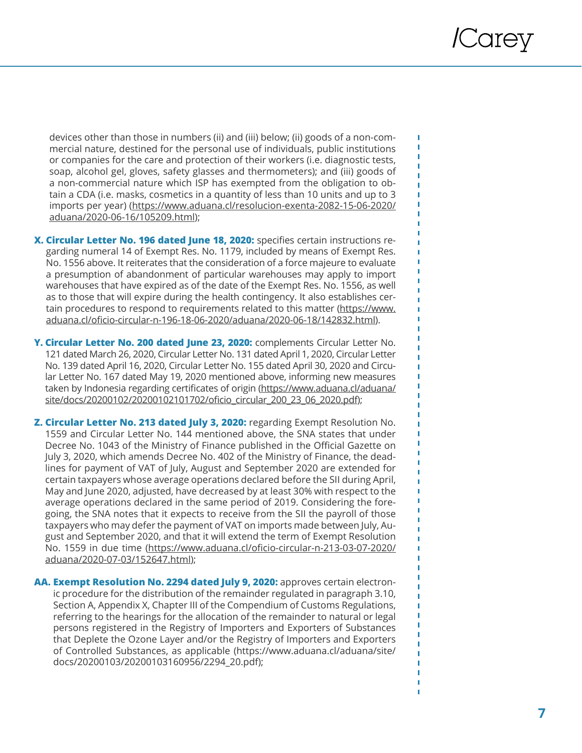devices other than those in numbers (ii) and (iii) below; (ii) goods of a non-commercial nature, destined for the personal use of individuals, public institutions or companies for the care and protection of their workers (i.e. diagnostic tests, soap, alcohol gel, gloves, safety glasses and thermometers); and (iii) goods of a non-commercial nature which ISP has exempted from the obligation to obtain a CDA (i.e. masks, cosmetics in a quantity of less than 10 units and up to 3 imports per year) (https://www.aduana.cl/resolucion-exenta-2082-15-06-2020/aduana/2020-06-16/105209.html);

**X. Circular Letter No. 196 dated June 18, 2020:** specifies certain instructions regarding numeral 14 of Exempt Res. No. 1179, included by means of Exempt Res. No. 1556 above. It reiterates that the consideration of a force majeure to evaluate a presumption of abandonment of particular warehouses may apply to import warehouses that have expired as of the date of the Exempt Res. No. 1556, as well as to those that will expire during the health contingency. It also establishes certain procedures to respond to requirements related to this matter (https://www.aduana.cl/oficio-circular-n-196-18-06-2020/aduana/2020-06-18/142832.html).

**Y. Circular Letter No. 200 dated June 23, 2020:** complements Circular Letter No. 121 dated March 26, 2020, Circular Letter No. 131 dated April 1, 2020, Circular Letter No. 139 dated April 16, 2020, Circular Letter No. 155 dated April 30, 2020 and Circular Letter No. 167 dated May 19, 2020 mentioned above, informing new measures taken by Indonesia regarding certificates of origin (https://www.aduana.cl/aduana/site/docs/20200102/20200102101702/oficio_circular_200_23_06_2020.pdf);

**Z. Circular Letter No. 213 dated July 3, 2020:** regarding Exempt Resolution No. 1559 and Circular Letter No. 144 mentioned above, the SNA states that under Decree No. 1043 of the Ministry of Finance published in the Official Gazette on July 3, 2020, which amends Decree No. 402 of the Ministry of Finance, the deadlines for payment of VAT of July, August and September 2020 are extended for certain taxpayers whose average operations declared before the SII during April, May and June 2020, adjusted, have decreased by at least 30% with respect to the average operations declared in the same period of 2019. Considering the foregoing, the SNA notes that it expects to receive from the SII the payroll of those taxpayers who may defer the payment of VAT on imports made between July, August and September 2020, and that it will extend the term of Exempt Resolution No. 1559 in due time (https://www.aduana.cl/oficio-circular-n-213-03-07-2020/aduana/2020-07-03/152647.html);

**AA. Exempt Resolution No. 2294 dated July 9, 2020:** approves certain electronic procedure for the distribution of the remainder regulated in paragraph 3.10, Section A, Appendix X, Chapter III of the Compendium of Customs Regulations, referring to the hearings for the allocation of the remainder to natural or legal persons registered in the Registry of Importers and Exporters of Substances that Deplete the Ozone Layer and/or the Registry of Importers and Exporters of Controlled Substances, as applicable (https://www.aduana.cl/aduana/site/docs/20200103/20200103160956/2294_20.pdf);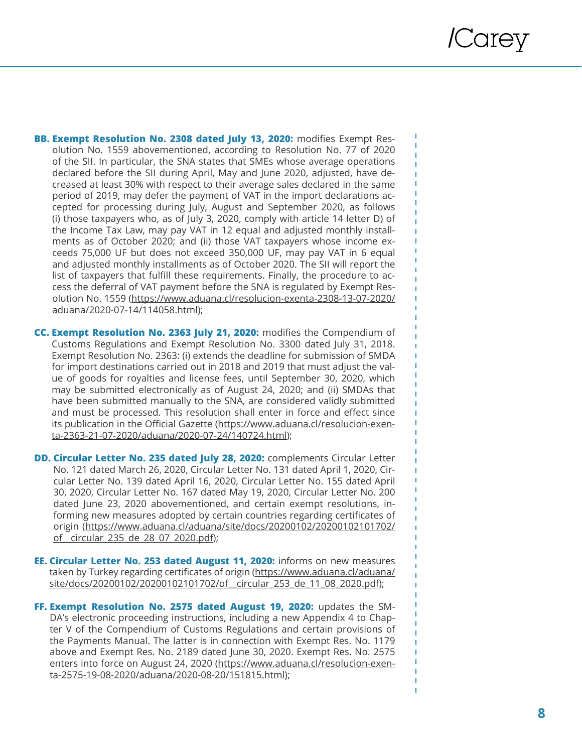**BB. Exempt Resolution No. 2308 dated July 13, 2020:** modifies Exempt Resolution No. 1559 abovementioned, according to Resolution No. 77 of 2020 of the SII. In particular, the SNA states that SMEs whose average operations declared before the SII during April, May and June 2020, adjusted, have decreased at least 30% with respect to their average sales declared in the same period of 2019, may defer the payment of VAT in the import declarations accepted for processing during July, August and September 2020, as follows (i) those taxpayers who, as of July 3, 2020, comply with article 14 letter D) of the Income Tax Law, may pay VAT in 12 equal and adjusted monthly installments as of October 2020; and (ii) those VAT taxpayers whose income exceeds 75,000 UF but does not exceed 350,000 UF, may pay VAT in 6 equal and adjusted monthly installments as of October 2020. The SII will report the list of taxpayers that fulfill these requirements. Finally, the procedure to access the deferral of VAT payment before the SNA is regulated by Exempt Resolution No. 1559 (https://www.aduana.cl/resolucion-exenta-2308-13-07-2020/aduana/2020-07-14/114058.html);

**CC. Exempt Resolution No. 2363 July 21, 2020:** modifies the Compendium of Customs Regulations and Exempt Resolution No. 3300 dated July 31, 2018. Exempt Resolution No. 2363: (i) extends the deadline for submission of SMDA for import destinations carried out in 2018 and 2019 that must adjust the value of goods for royalties and license fees, until September 30, 2020, which may be submitted electronically as of August 24, 2020; and (ii) SMDAs that have been submitted manually to the SNA, are considered validly submitted and must be processed. This resolution shall enter in force and effect since its publication in the Official Gazette (https://www.aduana.cl/resolucion-exenta-2363-21-07-2020/aduana/2020-07-24/140724.html);

**DD. Circular Letter No. 235 dated July 28, 2020:** complements Circular Letter No. 121 dated March 26, 2020, Circular Letter No. 131 dated April 1, 2020, Circular Letter No. 139 dated April 16, 2020, Circular Letter No. 155 dated April 30, 2020, Circular Letter No. 167 dated May 19, 2020, Circular Letter No. 200 dated June 23, 2020 abovementioned, and certain exempt resolutions, informing new measures adopted by certain countries regarding certificates of origin (https://www.aduana.cl/aduana/site/docs/20200102/20200102101702/of__circular_235_de_28_07_2020.pdf);

**EE. Circular Letter No. 253 dated August 11, 2020:** informs on new measures taken by Turkey regarding certificates of origin (https://www.aduana.cl/aduana/site/docs/20200102/20200102101702/of__circular_253_de_11_08_2020.pdf);

**FF. Exempt Resolution No. 2575 dated August 19, 2020:** updates the SMDA's electronic proceeding instructions, including a new Appendix 4 to Chapter V of the Compendium of Customs Regulations and certain provisions of the Payments Manual. The latter is in connection with Exempt Res. No. 1179 above and Exempt Res. No. 2189 dated June 30, 2020. Exempt Res. No. 2575 enters into force on August 24, 2020 (https://www.aduana.cl/resolucion-exenta-2575-19-08-2020/aduana/2020-08-20/151815.html);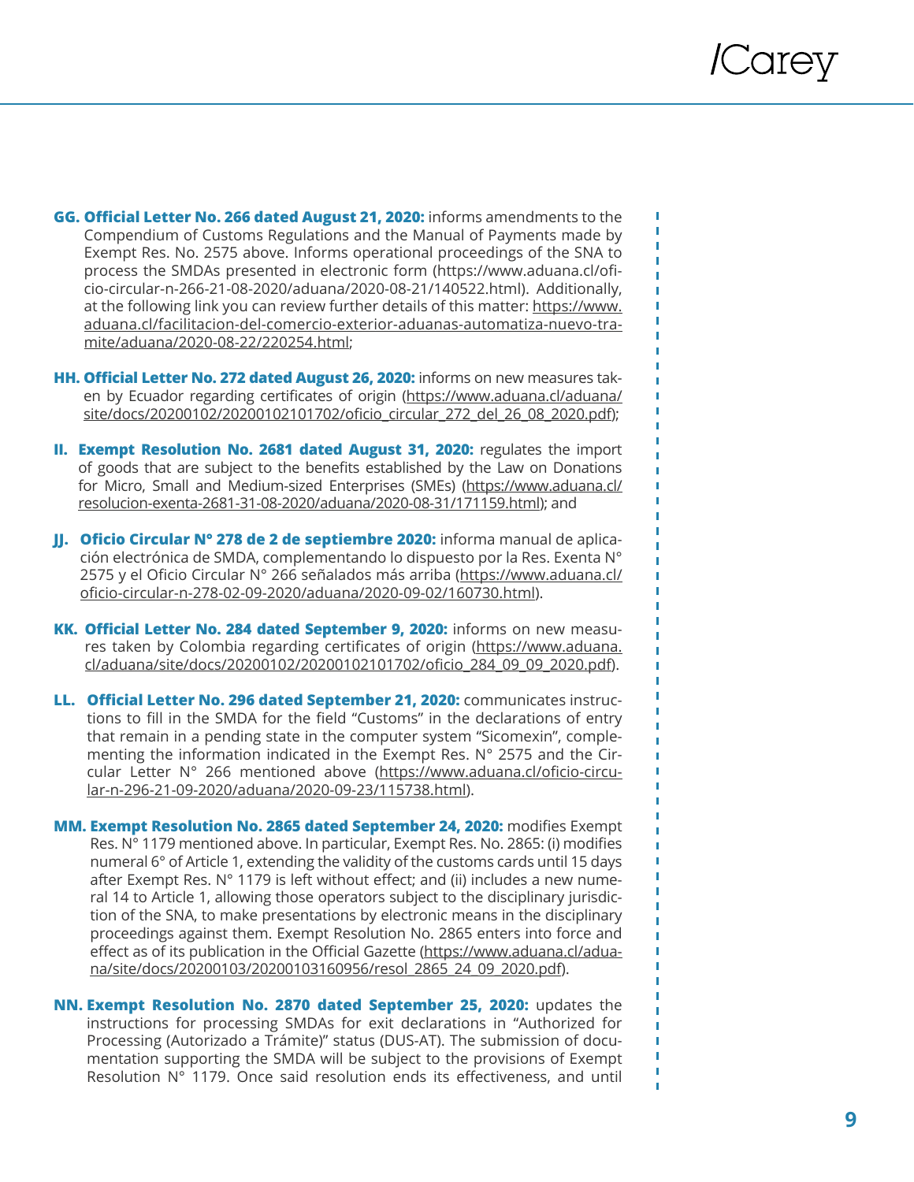- **GG. Official Letter No. 266 dated August 21, 2020:** informs amendments to the Compendium of Customs Regulations and the Manual of Payments made by Exempt Res. No. 2575 above. Informs operational proceedings of the SNA to process the SMDAs presented in electronic form (https://www.aduana.cl/oficio-circular-n-266-21-08-2020/aduana/2020-08-21/140522.html). Additionally, at the following link you can review further details of this matter: https://www.aduana.cl/facilitacion-del-comercio-exterior-aduanas-automatiza-nuevo-tramite/aduana/2020-08-22/220254.html;

- **HH. Official Letter No. 272 dated August 26, 2020:** informs on new measures taken by Ecuador regarding certificates of origin (https://www.aduana.cl/aduana/site/docs/20200102/20200102101702/oficio_circular_272_del_26_08_2020.pdf);

- **II. Exempt Resolution No. 2681 dated August 31, 2020:** regulates the import of goods that are subject to the benefits established by the Law on Donations for Micro, Small and Medium-sized Enterprises (SMEs) (https://www.aduana.cl/resolucion-exenta-2681-31-08-2020/aduana/2020-08-31/171159.html); and

- **JJ. Oficio Circular N° 278 de 2 de septiembre 2020:** informa manual de aplicación electrónica de SMDA, complementando lo dispuesto por la Res. Exenta N° 2575 y el Oficio Circular N° 266 señalados más arriba (https://www.aduana.cl/oficio-circular-n-278-02-09-2020/aduana/2020-09-02/160730.html).

- **KK. Official Letter No. 284 dated September 9, 2020:** informs on new measures taken by Colombia regarding certificates of origin (https://www.aduana.cl/aduana/site/docs/20200102/20200102101702/oficio_284_09_09_2020.pdf).

- **LL. Official Letter No. 296 dated September 21, 2020:** communicates instructions to fill in the SMDA for the field "Customs" in the declarations of entry that remain in a pending state in the computer system "Sicomexin", complementing the information indicated in the Exempt Res. N° 2575 and the Circular Letter N° 266 mentioned above (https://www.aduana.cl/oficio-circular-n-296-21-09-2020/aduana/2020-09-23/115738.html).

- **MM. Exempt Resolution No. 2865 dated September 24, 2020:** modifies Exempt Res. N° 1179 mentioned above. In particular, Exempt Res. No. 2865: (i) modifies numeral 6° of Article 1, extending the validity of the customs cards until 15 days after Exempt Res. N° 1179 is left without effect; and (ii) includes a new numeral 14 to Article 1, allowing those operators subject to the disciplinary jurisdiction of the SNA, to make presentations by electronic means in the disciplinary proceedings against them. Exempt Resolution No. 2865 enters into force and effect as of its publication in the Official Gazette (https://www.aduana.cl/aduana/site/docs/20200103/20200103160956/resol_2865_24_09_2020.pdf).

- **NN. Exempt Resolution No. 2870 dated September 25, 2020:** updates the instructions for processing SMDAs for exit declarations in "Authorized for Processing (Autorizado a Trámite)" status (DUS-AT). The submission of documentation supporting the SMDA will be subject to the provisions of Exempt Resolution N° 1179. Once said resolution ends its effectiveness, and until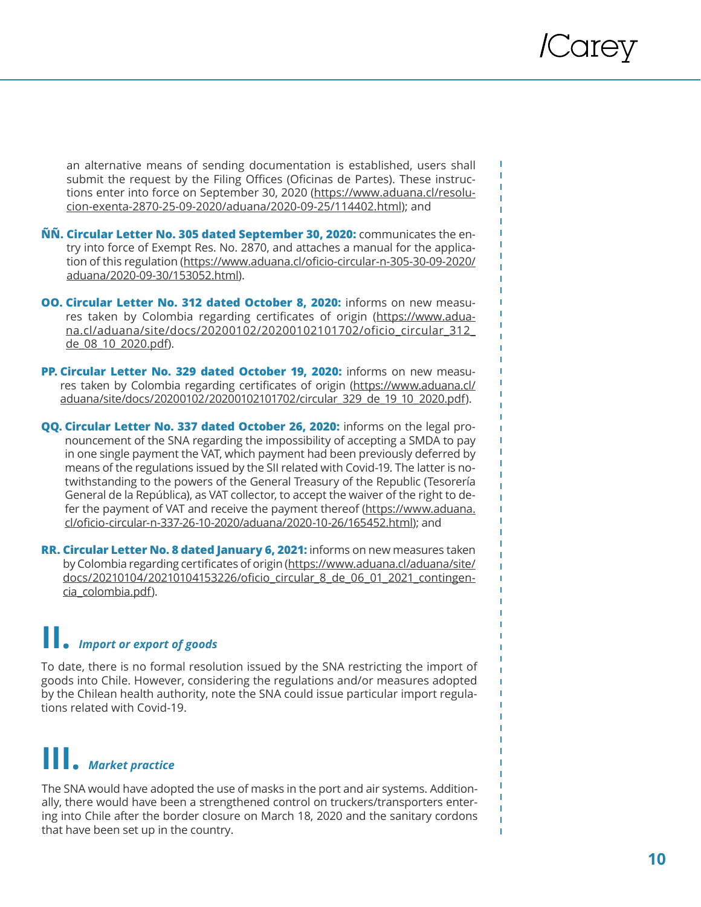an alternative means of sending documentation is established, users shall submit the request by the Filing Offices (Oficinas de Partes). These instructions enter into force on September 30, 2020 (https://www.aduana.cl/resolucion-exenta-2870-25-09-2020/aduana/2020-09-25/114402.html); and

**ÑÑ. Circular Letter No. 305 dated September 30, 2020:** communicates the entry into force of Exempt Res. No. 2870, and attaches a manual for the application of this regulation (https://www.aduana.cl/oficio-circular-n-305-30-09-2020/aduana/2020-09-30/153052.html).

**OO. Circular Letter No. 312 dated October 8, 2020:** informs on new measures taken by Colombia regarding certificates of origin (https://www.aduana.cl/aduana/site/docs/20200102/20200102101702/oficio_circular_312_de_08_10_2020.pdf).

**PP. Circular Letter No. 329 dated October 19, 2020:** informs on new measures taken by Colombia regarding certificates of origin (https://www.aduana.cl/aduana/site/docs/20200102/20200102101702/circular_329_de_19_10_2020.pdf).

**QQ. Circular Letter No. 337 dated October 26, 2020:** informs on the legal pronouncement of the SNA regarding the impossibility of accepting a SMDA to pay in one single payment the VAT, which payment had been previously deferred by means of the regulations issued by the SII related with Covid-19. The latter is notwithstanding to the powers of the General Treasury of the Republic (Tesorería General de la República), as VAT collector, to accept the waiver of the right to defer the payment of VAT and receive the payment thereof (https://www.aduana.cl/oficio-circular-n-337-26-10-2020/aduana/2020-10-26/165452.html); and

**RR. Circular Letter No. 8 dated January 6, 2021:** informs on new measures taken by Colombia regarding certificates of origin (https://www.aduana.cl/aduana/site/docs/20210104/20210104153226/oficio_circular_8_de_06_01_2021_contingencia_colombia.pdf).

## II. *Import or export of goods*

To date, there is no formal resolution issued by the SNA restricting the import of goods into Chile. However, considering the regulations and/or measures adopted by the Chilean health authority, note the SNA could issue particular import regulations related with Covid-19.

## III. *Market practice*

The SNA would have adopted the use of masks in the port and air systems. Additionally, there would have been a strengthened control on truckers/transporters entering into Chile after the border closure on March 18, 2020 and the sanitary cordons that have been set up in the country.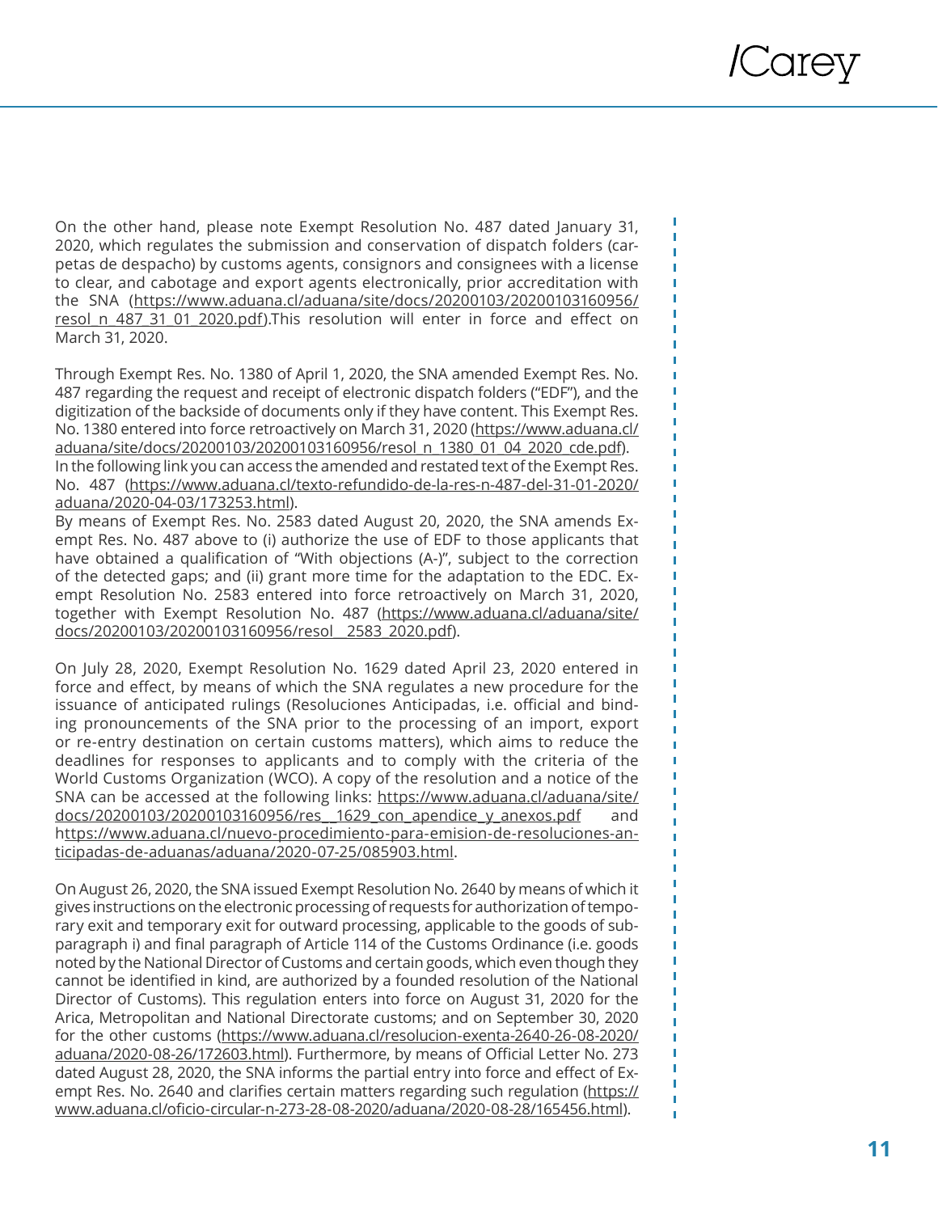On the other hand, please note Exempt Resolution No. 487 dated January 31, 2020, which regulates the submission and conservation of dispatch folders (carpetas de despacho) by customs agents, consignors and consignees with a license to clear, and cabotage and export agents electronically, prior accreditation with the SNA (https://www.aduana.cl/aduana/site/docs/20200103/20200103160956/resol_n_487_31_01_2020.pdf).This resolution will enter in force and effect on March 31, 2020.

Through Exempt Res. No. 1380 of April 1, 2020, the SNA amended Exempt Res. No. 487 regarding the request and receipt of electronic dispatch folders ("EDF"), and the digitization of the backside of documents only if they have content. This Exempt Res. No. 1380 entered into force retroactively on March 31, 2020 (https://www.aduana.cl/aduana/site/docs/20200103/20200103160956/resol_n_1380_01_04_2020_cde.pdf). In the following link you can access the amended and restated text of the Exempt Res. No. 487 (https://www.aduana.cl/texto-refundido-de-la-res-n-487-del-31-01-2020/aduana/2020-04-03/173253.html).

By means of Exempt Res. No. 2583 dated August 20, 2020, the SNA amends Exempt Res. No. 487 above to (i) authorize the use of EDF to those applicants that have obtained a qualification of "With objections (A-)", subject to the correction of the detected gaps; and (ii) grant more time for the adaptation to the EDC. Exempt Resolution No. 2583 entered into force retroactively on March 31, 2020, together with Exempt Resolution No. 487 (https://www.aduana.cl/aduana/site/docs/20200103/20200103160956/resol__2583_2020.pdf).

On July 28, 2020, Exempt Resolution No. 1629 dated April 23, 2020 entered in force and effect, by means of which the SNA regulates a new procedure for the issuance of anticipated rulings (Resoluciones Anticipadas, i.e. official and binding pronouncements of the SNA prior to the processing of an import, export or re-entry destination on certain customs matters), which aims to reduce the deadlines for responses to applicants and to comply with the criteria of the World Customs Organization (WCO). A copy of the resolution and a notice of the SNA can be accessed at the following links: https://www.aduana.cl/aduana/site/docs/20200103/20200103160956/res__1629_con_apendice_y_anexos.pdf and https://www.aduana.cl/nuevo-procedimiento-para-emision-de-resoluciones-anticipadas-de-aduanas/aduana/2020-07-25/085903.html.

On August 26, 2020, the SNA issued Exempt Resolution No. 2640 by means of which it gives instructions on the electronic processing of requests for authorization of temporary exit and temporary exit for outward processing, applicable to the goods of subparagraph i) and final paragraph of Article 114 of the Customs Ordinance (i.e. goods noted by the National Director of Customs and certain goods, which even though they cannot be identified in kind, are authorized by a founded resolution of the National Director of Customs). This regulation enters into force on August 31, 2020 for the Arica, Metropolitan and National Directorate customs; and on September 30, 2020 for the other customs (https://www.aduana.cl/resolucion-exenta-2640-26-08-2020/aduana/2020-08-26/172603.html). Furthermore, by means of Official Letter No. 273 dated August 28, 2020, the SNA informs the partial entry into force and effect of Exempt Res. No. 2640 and clarifies certain matters regarding such regulation (https://www.aduana.cl/oficio-circular-n-273-28-08-2020/aduana/2020-08-28/165456.html).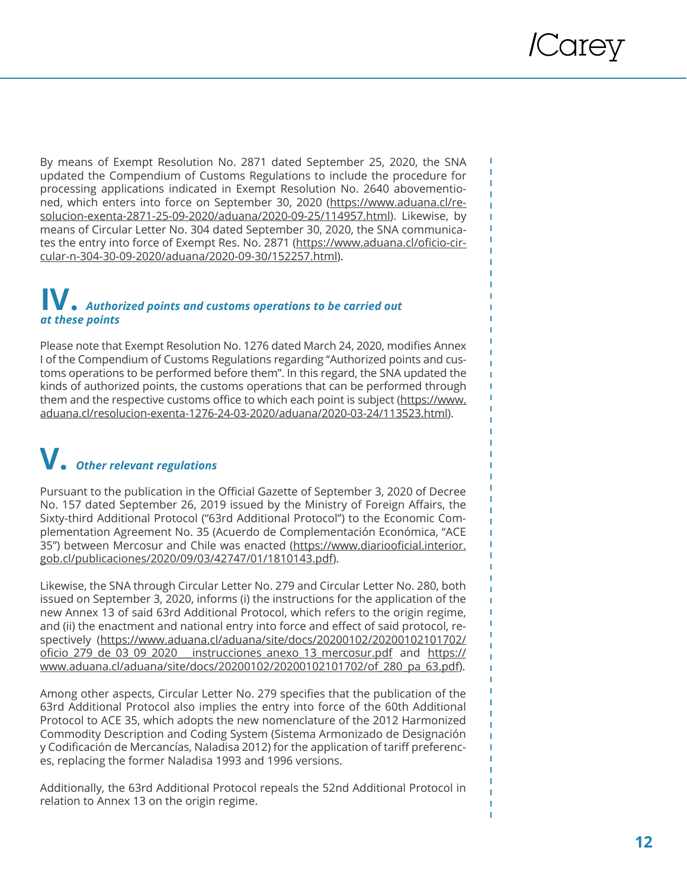By means of Exempt Resolution No. 2871 dated September 25, 2020, the SNA updated the Compendium of Customs Regulations to include the procedure for processing applications indicated in Exempt Resolution No. 2640 abovementioned, which enters into force on September 30, 2020 (https://www.aduana.cl/resolucion-exenta-2871-25-09-2020/aduana/2020-09-25/114957.html). Likewise, by means of Circular Letter No. 304 dated September 30, 2020, the SNA communicates the entry into force of Exempt Res. No. 2871 (https://www.aduana.cl/oficio-circular-n-304-30-09-2020/aduana/2020-09-30/152257.html).

## IV. *Authorized points and customs operations to be carried out at these points*

Please note that Exempt Resolution No. 1276 dated March 24, 2020, modifies Annex I of the Compendium of Customs Regulations regarding "Authorized points and customs operations to be performed before them". In this regard, the SNA updated the kinds of authorized points, the customs operations that can be performed through them and the respective customs office to which each point is subject (https://www.aduana.cl/resolucion-exenta-1276-24-03-2020/aduana/2020-03-24/113523.html).

## V. *Other relevant regulations*

Pursuant to the publication in the Official Gazette of September 3, 2020 of Decree No. 157 dated September 26, 2019 issued by the Ministry of Foreign Affairs, the Sixty-third Additional Protocol ("63rd Additional Protocol") to the Economic Complementation Agreement No. 35 (Acuerdo de Complementación Económica, "ACE 35") between Mercosur and Chile was enacted (https://www.diariooficial.interior.gob.cl/publicaciones/2020/09/03/42747/01/1810143.pdf).

Likewise, the SNA through Circular Letter No. 279 and Circular Letter No. 280, both issued on September 3, 2020, informs (i) the instructions for the application of the new Annex 13 of said 63rd Additional Protocol, which refers to the origin regime, and (ii) the enactment and national entry into force and effect of said protocol, respectively (https://www.aduana.cl/aduana/site/docs/20200102/20200102101702/oficio_279_de_03_09_2020__instrucciones_anexo_13_mercosur.pdf and https://www.aduana.cl/aduana/site/docs/20200102/20200102101702/of_280_pa_63.pdf).

Among other aspects, Circular Letter No. 279 specifies that the publication of the 63rd Additional Protocol also implies the entry into force of the 60th Additional Protocol to ACE 35, which adopts the new nomenclature of the 2012 Harmonized Commodity Description and Coding System (Sistema Armonizado de Designación y Codificación de Mercancías, Naladisa 2012) for the application of tariff preferences, replacing the former Naladisa 1993 and 1996 versions.

Additionally, the 63rd Additional Protocol repeals the 52nd Additional Protocol in relation to Annex 13 on the origin regime.